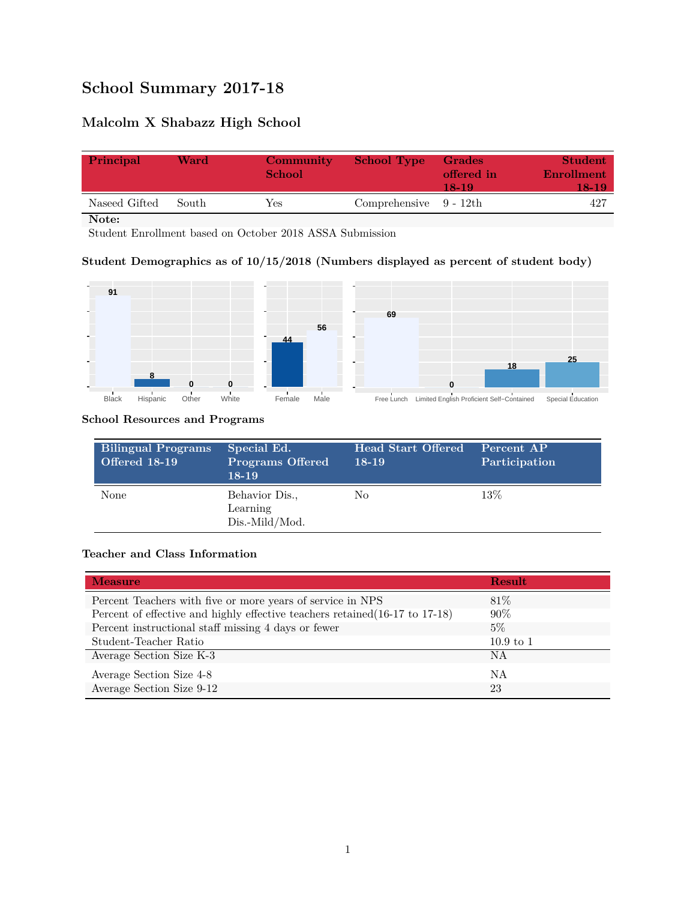# School Summary 2017-18

## Malcolm X Shabazz High School

| Principal | Ward | Community School | School Type | Grades offered in 18-19 | Student Enrollment 18-19 |
|---|---|---|---|---|---|
| Naseed Gifted | South | Yes | Comprehensive | 9 - 12th | 427 |

**Note:**
Student Enrollment based on October 2018 ASSA Submission

### Student Demographics as of 10/15/2018 (Numbers displayed as percent of student body)

| Black | Hispanic | Other | White |
|---|---|---|---|
| 91 | 8 | 0 | 0 |

| Female | Male |
|---|---|
| 44 | 56 |

| Free Lunch | Limited English Proficient | Self-Contained | Special Education |
|---|---|---|---|
| 69 | 0 | 18 | 25 |

### School Resources and Programs

| Bilingual Programs Offered 18-19 | Special Ed. Programs Offered 18-19 | Head Start Offered 18-19 | Percent AP Participation |
|---|---|---|---|
| None | Behavior Dis., Learning Dis.-Mild/Mod. | No | 13% |

### Teacher and Class Information

| Measure | Result |
|---|---|
| Percent Teachers with five or more years of service in NPS | 81% |
| Percent of effective and highly effective teachers retained(16-17 to 17-18) | 90% |
| Percent instructional staff missing 4 days or fewer | 5% |
| Student-Teacher Ratio | 10.9 to 1 |
| Average Section Size K-3 | NA |
| Average Section Size 4-8 | NA |
| Average Section Size 9-12 | 23 |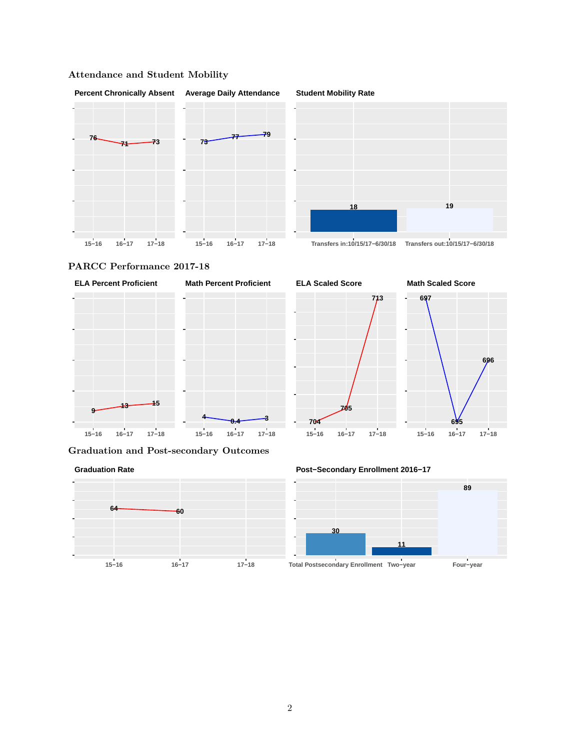## Attendance and Student Mobility

**Percent Chronically Absent**

76
71
73

15−16
16−17
17−18

**Average Daily Attendance**

73
77
79

15−16
16−17
17−18

**Student Mobility Rate**

18
19

Transfers in:10/15/17−6/30/18
Transfers out:10/15/17−6/30/18

## PARCC Performance 2017-18

**ELA Percent Proficient**

9
13
15

15−16
16−17
17−18

**Math Percent Proficient**

4
0.4
3

15−16
16−17
17−18

**ELA Scaled Score**

704
705
713

15−16
16−17
17−18

**Math Scaled Score**

697
695
696

15−16
16−17
17−18

## Graduation and Post-secondary Outcomes

**Graduation Rate**

64
60

15−16
16−17
17−18

**Post−Secondary Enrollment 2016−17**

30
11
89

Total Postsecondary Enrollment
Two−year
Four−year